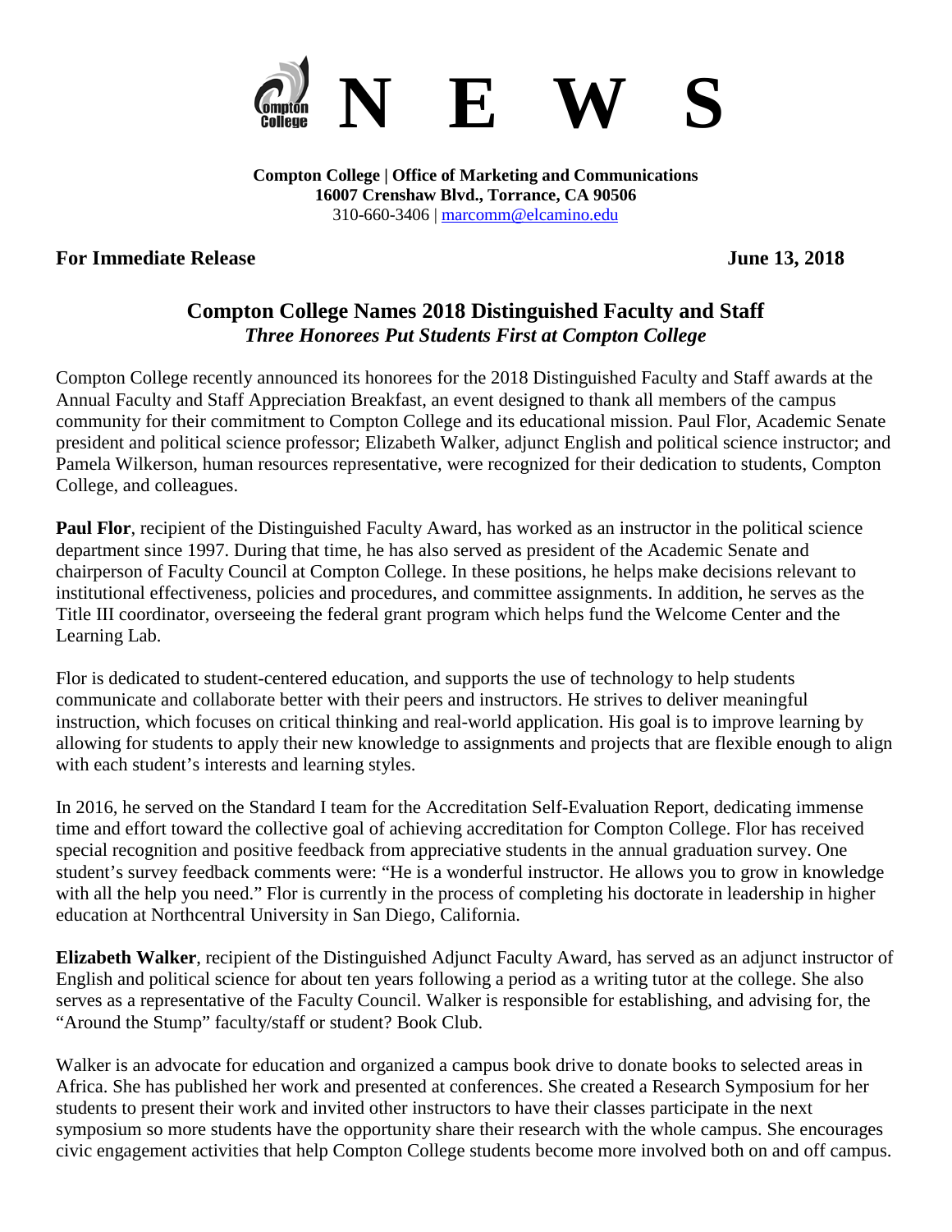# N E W S

**Compton College | Office of Marketing and Communications**
**16007 Crenshaw Blvd., Torrance, CA 90506**
310-660-3406 | marcomm@elcamino.edu

**For Immediate Release** **June 13, 2018**

## Compton College Names 2018 Distinguished Faculty and Staff

***Three Honorees Put Students First at Compton College***

Compton College recently announced its honorees for the 2018 Distinguished Faculty and Staff awards at the Annual Faculty and Staff Appreciation Breakfast, an event designed to thank all members of the campus community for their commitment to Compton College and its educational mission. Paul Flor, Academic Senate president and political science professor; Elizabeth Walker, adjunct English and political science instructor; and Pamela Wilkerson, human resources representative, were recognized for their dedication to students, Compton College, and colleagues.

**Paul Flor**, recipient of the Distinguished Faculty Award, has worked as an instructor in the political science department since 1997. During that time, he has also served as president of the Academic Senate and chairperson of Faculty Council at Compton College. In these positions, he helps make decisions relevant to institutional effectiveness, policies and procedures, and committee assignments. In addition, he serves as the Title III coordinator, overseeing the federal grant program which helps fund the Welcome Center and the Learning Lab.

Flor is dedicated to student-centered education, and supports the use of technology to help students communicate and collaborate better with their peers and instructors. He strives to deliver meaningful instruction, which focuses on critical thinking and real-world application. His goal is to improve learning by allowing for students to apply their new knowledge to assignments and projects that are flexible enough to align with each student's interests and learning styles.

In 2016, he served on the Standard I team for the Accreditation Self-Evaluation Report, dedicating immense time and effort toward the collective goal of achieving accreditation for Compton College. Flor has received special recognition and positive feedback from appreciative students in the annual graduation survey. One student's survey feedback comments were: "He is a wonderful instructor. He allows you to grow in knowledge with all the help you need." Flor is currently in the process of completing his doctorate in leadership in higher education at Northcentral University in San Diego, California.

**Elizabeth Walker**, recipient of the Distinguished Adjunct Faculty Award, has served as an adjunct instructor of English and political science for about ten years following a period as a writing tutor at the college. She also serves as a representative of the Faculty Council. Walker is responsible for establishing, and advising for, the "Around the Stump" faculty/staff or student? Book Club.

Walker is an advocate for education and organized a campus book drive to donate books to selected areas in Africa. She has published her work and presented at conferences. She created a Research Symposium for her students to present their work and invited other instructors to have their classes participate in the next symposium so more students have the opportunity share their research with the whole campus. She encourages civic engagement activities that help Compton College students become more involved both on and off campus.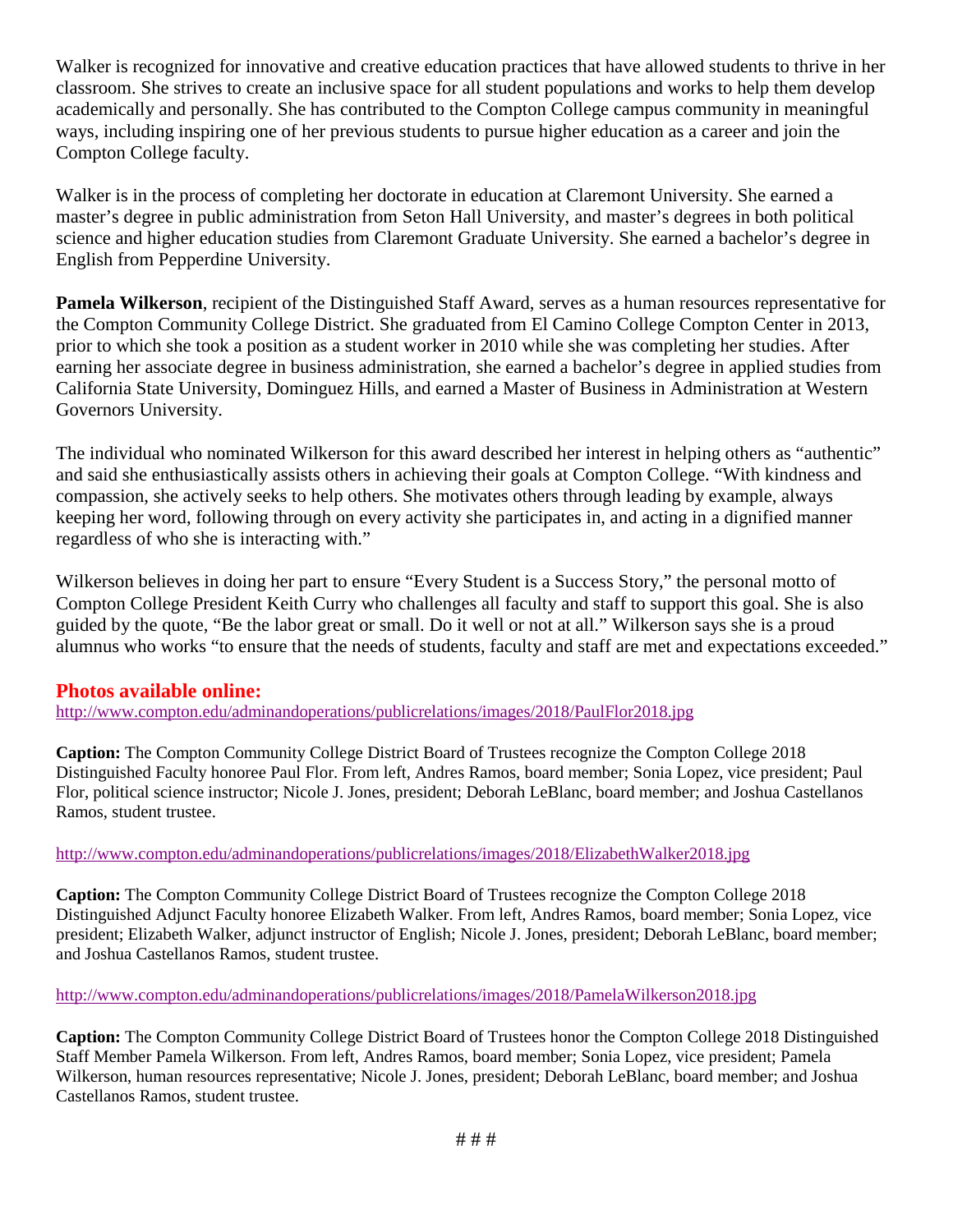Walker is recognized for innovative and creative education practices that have allowed students to thrive in her classroom. She strives to create an inclusive space for all student populations and works to help them develop academically and personally. She has contributed to the Compton College campus community in meaningful ways, including inspiring one of her previous students to pursue higher education as a career and join the Compton College faculty.

Walker is in the process of completing her doctorate in education at Claremont University. She earned a master's degree in public administration from Seton Hall University, and master's degrees in both political science and higher education studies from Claremont Graduate University. She earned a bachelor's degree in English from Pepperdine University.

**Pamela Wilkerson**, recipient of the Distinguished Staff Award, serves as a human resources representative for the Compton Community College District. She graduated from El Camino College Compton Center in 2013, prior to which she took a position as a student worker in 2010 while she was completing her studies. After earning her associate degree in business administration, she earned a bachelor's degree in applied studies from California State University, Dominguez Hills, and earned a Master of Business in Administration at Western Governors University.

The individual who nominated Wilkerson for this award described her interest in helping others as "authentic" and said she enthusiastically assists others in achieving their goals at Compton College. "With kindness and compassion, she actively seeks to help others. She motivates others through leading by example, always keeping her word, following through on every activity she participates in, and acting in a dignified manner regardless of who she is interacting with."

Wilkerson believes in doing her part to ensure "Every Student is a Success Story," the personal motto of Compton College President Keith Curry who challenges all faculty and staff to support this goal. She is also guided by the quote, "Be the labor great or small. Do it well or not at all." Wilkerson says she is a proud alumnus who works "to ensure that the needs of students, faculty and staff are met and expectations exceeded."

## Photos available online:

http://www.compton.edu/adminandoperations/publicrelations/images/2018/PaulFlor2018.jpg

**Caption:** The Compton Community College District Board of Trustees recognize the Compton College 2018 Distinguished Faculty honoree Paul Flor. From left, Andres Ramos, board member; Sonia Lopez, vice president; Paul Flor, political science instructor; Nicole J. Jones, president; Deborah LeBlanc, board member; and Joshua Castellanos Ramos, student trustee.

http://www.compton.edu/adminandoperations/publicrelations/images/2018/ElizabethWalker2018.jpg

**Caption:** The Compton Community College District Board of Trustees recognize the Compton College 2018 Distinguished Adjunct Faculty honoree Elizabeth Walker. From left, Andres Ramos, board member; Sonia Lopez, vice president; Elizabeth Walker, adjunct instructor of English; Nicole J. Jones, president; Deborah LeBlanc, board member; and Joshua Castellanos Ramos, student trustee.

http://www.compton.edu/adminandoperations/publicrelations/images/2018/PamelaWilkerson2018.jpg

**Caption:** The Compton Community College District Board of Trustees honor the Compton College 2018 Distinguished Staff Member Pamela Wilkerson. From left, Andres Ramos, board member; Sonia Lopez, vice president; Pamela Wilkerson, human resources representative; Nicole J. Jones, president; Deborah LeBlanc, board member; and Joshua Castellanos Ramos, student trustee.

# # #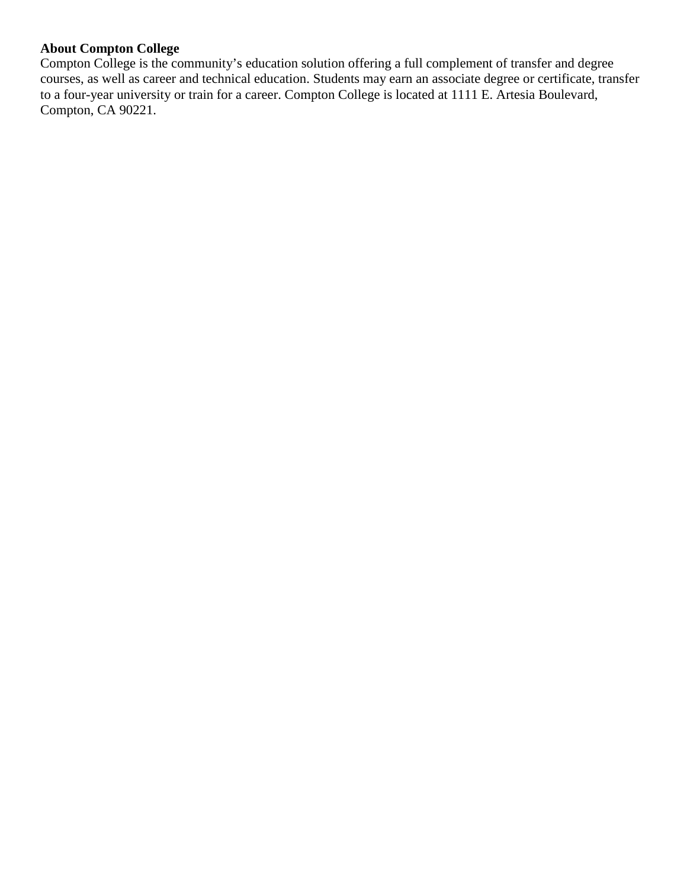**About Compton College**

Compton College is the community’s education solution offering a full complement of transfer and degree courses, as well as career and technical education. Students may earn an associate degree or certificate, transfer to a four-year university or train for a career. Compton College is located at 1111 E. Artesia Boulevard, Compton, CA 90221.